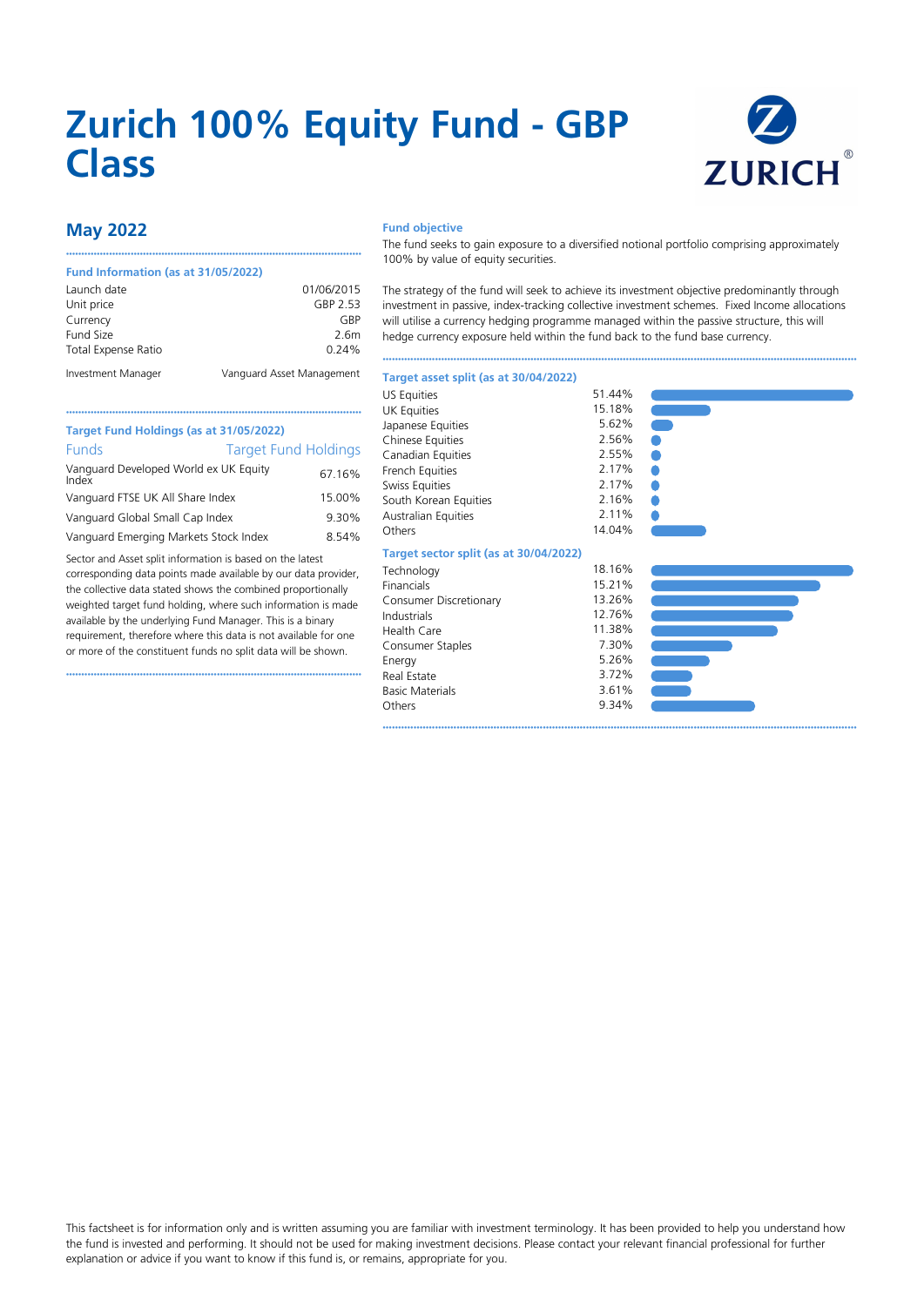# Zurich 100% Equity Fund - GBP Class

## May 2022

### Fund Information (as at 31/05/2022)

| | |
|---|---|
| Launch date | 01/06/2015 |
| Unit price | GBP 2.53 |
| Currency | GBP |
| Fund Size | 2.6m |
| Total Expense Ratio | 0.24% |
| Investment Manager | Vanguard Asset Management |

### Target Fund Holdings (as at 31/05/2022)

| Funds | Target Fund Holdings |
|---|---|
| Vanguard Developed World ex UK Equity Index | 67.16% |
| Vanguard FTSE UK All Share Index | 15.00% |
| Vanguard Global Small Cap Index | 9.30% |
| Vanguard Emerging Markets Stock Index | 8.54% |

Sector and Asset split information is based on the latest corresponding data points made available by our data provider, the collective data stated shows the combined proportionally weighted target fund holding, where such information is made available by the underlying Fund Manager. This is a binary requirement, therefore where this data is not available for one or more of the constituent funds no split data will be shown.

### Fund objective

The fund seeks to gain exposure to a diversified notional portfolio comprising approximately 100% by value of equity securities.

The strategy of the fund will seek to achieve its investment objective predominantly through investment in passive, index-tracking collective investment schemes. Fixed Income allocations will utilise a currency hedging programme managed within the passive structure, this will hedge currency exposure held within the fund back to the fund base currency.

### Target asset split (as at 30/04/2022)

| | |
|---|---|
| US Equities | 51.44% |
| UK Equities | 15.18% |
| Japanese Equities | 5.62% |
| Chinese Equities | 2.56% |
| Canadian Equities | 2.55% |
| French Equities | 2.17% |
| Swiss Equities | 2.17% |
| South Korean Equities | 2.16% |
| Australian Equities | 2.11% |
| Others | 14.04% |

### Target sector split (as at 30/04/2022)

| | |
|---|---|
| Technology | 18.16% |
| Financials | 15.21% |
| Consumer Discretionary | 13.26% |
| Industrials | 12.76% |
| Health Care | 11.38% |
| Consumer Staples | 7.30% |
| Energy | 5.26% |
| Real Estate | 3.72% |
| Basic Materials | 3.61% |
| Others | 9.34% |

This factsheet is for information only and is written assuming you are familiar with investment terminology. It has been provided to help you understand how the fund is invested and performing. It should not be used for making investment decisions. Please contact your relevant financial professional for further explanation or advice if you want to know if this fund is, or remains, appropriate for you.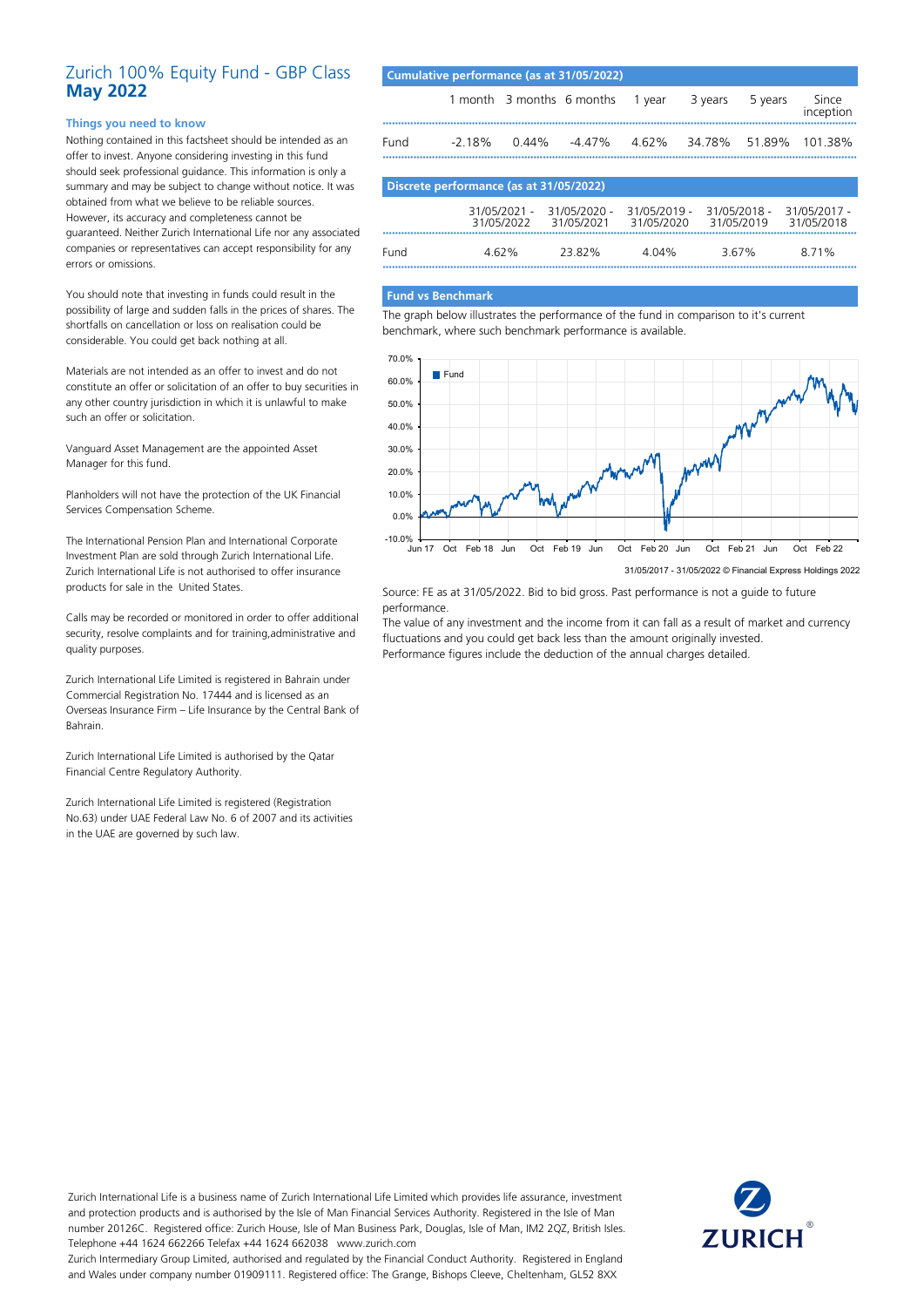# Zurich 100% Equity Fund - GBP Class
## May 2022

### Things you need to know

Nothing contained in this factsheet should be intended as an offer to invest. Anyone considering investing in this fund should seek professional guidance. This information is only a summary and may be subject to change without notice. It was obtained from what we believe to be reliable sources. However, its accuracy and completeness cannot be guaranteed. Neither Zurich International Life nor any associated companies or representatives can accept responsibility for any errors or omissions.

You should note that investing in funds could result in the possibility of large and sudden falls in the prices of shares. The shortfalls on cancellation or loss on realisation could be considerable. You could get back nothing at all.

Materials are not intended as an offer to invest and do not constitute an offer or solicitation of an offer to buy securities in any other country jurisdiction in which it is unlawful to make such an offer or solicitation.

Vanguard Asset Management are the appointed Asset Manager for this fund.

Planholders will not have the protection of the UK Financial Services Compensation Scheme.

The International Pension Plan and International Corporate Investment Plan are sold through Zurich International Life. Zurich International Life is not authorised to offer insurance products for sale in the United States.

Calls may be recorded or monitored in order to offer additional security, resolve complaints and for training,administrative and quality purposes.

Zurich International Life Limited is registered in Bahrain under Commercial Registration No. 17444 and is licensed as an Overseas Insurance Firm – Life Insurance by the Central Bank of Bahrain.

Zurich International Life Limited is authorised by the Qatar Financial Centre Regulatory Authority.

Zurich International Life Limited is registered (Registration No.63) under UAE Federal Law No. 6 of 2007 and its activities in the UAE are governed by such law.

### Cumulative performance (as at 31/05/2022)

| | 1 month | 3 months | 6 months | 1 year | 3 years | 5 years | Since inception |
|---|---|---|---|---|---|---|---|
| Fund | -2.18% | 0.44% | -4.47% | 4.62% | 34.78% | 51.89% | 101.38% |

### Discrete performance (as at 31/05/2022)

| | 31/05/2021 - 31/05/2022 | 31/05/2020 - 31/05/2021 | 31/05/2019 - 31/05/2020 | 31/05/2018 - 31/05/2019 | 31/05/2017 - 31/05/2018 |
|---|---|---|---|---|---|
| Fund | 4.62% | 23.82% | 4.04% | 3.67% | 8.71% |

### Fund vs Benchmark

The graph below illustrates the performance of the fund in comparison to it's current benchmark, where such benchmark performance is available.

Fund

70.0%
60.0%
50.0%
40.0%
30.0%
20.0%
10.0%
0.0%
-10.0%

Jun 17 Oct Feb 18 Jun Oct Feb 19 Jun Oct Feb 20 Jun Oct Feb 21 Jun Oct Feb 22

31/05/2017 - 31/05/2022 © Financial Express Holdings 2022

Source: FE as at 31/05/2022. Bid to bid gross. Past performance is not a guide to future performance.
The value of any investment and the income from it can fall as a result of market and currency fluctuations and you could get back less than the amount originally invested.
Performance figures include the deduction of the annual charges detailed.

Zurich International Life is a business name of Zurich International Life Limited which provides life assurance, investment and protection products and is authorised by the Isle of Man Financial Services Authority. Registered in the Isle of Man number 20126C. Registered office: Zurich House, Isle of Man Business Park, Douglas, Isle of Man, IM2 2QZ, British Isles. Telephone +44 1624 662266 Telefax +44 1624 662038 www.zurich.com
Zurich Intermediary Group Limited, authorised and regulated by the Financial Conduct Authority. Registered in England and Wales under company number 01909111. Registered office: The Grange, Bishops Cleeve, Cheltenham, GL52 8XX

ZURICH®